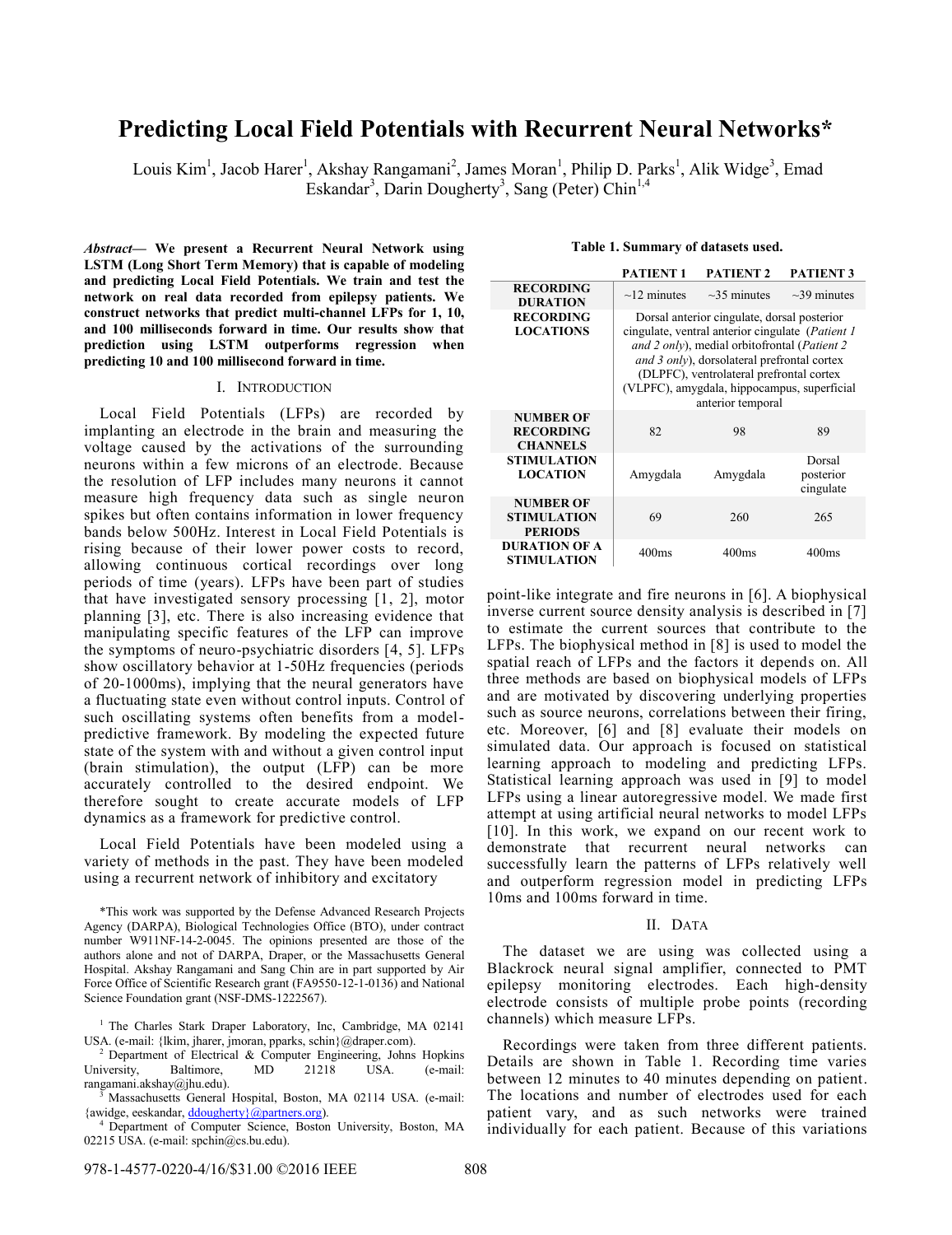# Predicting Local Field Potentials with Recurrent Neural Networks*

Louis Kim[1], Jacob Harer[1], Akshay Rangamani[2], James Moran[1], Philip D. Parks[1], Alik Widge[3], Emad Eskandar[3], Darin Dougherty[3], Sang (Peter) Chin[1,4]

***Abstract*— We present a Recurrent Neural Network using LSTM (Long Short Term Memory) that is capable of modeling and predicting Local Field Potentials. We train and test the network on real data recorded from epilepsy patients. We construct networks that predict multi-channel LFPs for 1, 10, and 100 milliseconds forward in time. Our results show that prediction using LSTM outperforms regression when predicting 10 and 100 millisecond forward in time.**

## I. Introduction

Local Field Potentials (LFPs) are recorded by implanting an electrode in the brain and measuring the voltage caused by the activations of the surrounding neurons within a few microns of an electrode. Because the resolution of LFP includes many neurons it cannot measure high frequency data such as single neuron spikes but often contains information in lower frequency bands below 500Hz. Interest in Local Field Potentials is rising because of their lower power costs to record, allowing continuous cortical recordings over long periods of time (years). LFPs have been part of studies that have investigated sensory processing [1, 2], motor planning [3], etc. There is also increasing evidence that manipulating specific features of the LFP can improve the symptoms of neuro-psychiatric disorders [4, 5]. LFPs show oscillatory behavior at 1-50Hz frequencies (periods of 20-1000ms), implying that the neural generators have a fluctuating state even without control inputs. Control of such oscillating systems often benefits from a model-predictive framework. By modeling the expected future state of the system with and without a given control input (brain stimulation), the output (LFP) can be more accurately controlled to the desired endpoint. We therefore sought to create accurate models of LFP dynamics as a framework for predictive control.

Local Field Potentials have been modeled using a variety of methods in the past. They have been modeled using a recurrent network of inhibitory and excitatory point-like integrate and fire neurons in [6]. A biophysical inverse current source density analysis is described in [7] to estimate the current sources that contribute to the LFPs. The biophysical method in [8] is used to model the spatial reach of LFPs and the factors it depends on. All three methods are based on biophysical models of LFPs and are motivated by discovering underlying properties such as source neurons, correlations between their firing, etc. Moreover, [6] and [8] evaluate their models on simulated data. Our approach is focused on statistical learning approach to modeling and predicting LFPs. Statistical learning approach was used in [9] to model LFPs using a linear autoregressive model. We made first attempt at using artificial neural networks to model LFPs [10]. In this work, we expand on our recent work to demonstrate that recurrent neural networks can successfully learn the patterns of LFPs relatively well and outperform regression model in predicting LFPs 10ms and 100ms forward in time.

**Table 1. Summary of datasets used.**

| | PATIENT 1 | PATIENT 2 | PATIENT 3 |
|---|---|---|---|
| **RECORDING DURATION** | ~12 minutes | ~35 minutes | ~39 minutes |
| **RECORDING LOCATIONS** | Dorsal anterior cingulate, dorsal posterior cingulate, ventral anterior cingulate (*Patient 1 and 2 only*), medial orbitofrontal (*Patient 2 and 3 only*), dorsolateral prefrontal cortex (DLPFC), ventrolateral prefrontal cortex (VLPFC), amygdala, hippocampus, superficial anterior temporal | | |
| **NUMBER OF RECORDING CHANNELS** | 82 | 98 | 89 |
| **STIMULATION LOCATION** | Amygdala | Amygdala | Dorsal posterior cingulate |
| **NUMBER OF STIMULATION PERIODS** | 69 | 260 | 265 |
| **DURATION OF A STIMULATION** | 400ms | 400ms | 400ms |

## II. Data

The dataset we are using was collected using a Blackrock neural signal amplifier, connected to PMT epilepsy monitoring electrodes. Each high-density electrode consists of multiple probe points (recording channels) which measure LFPs.

Recordings were taken from three different patients. Details are shown in Table 1. Recording time varies between 12 minutes to 40 minutes depending on patient. The locations and number of electrodes used for each patient vary, and as such networks were trained individually for each patient. Because of this variations

*This work was supported by the Defense Advanced Research Projects Agency (DARPA), Biological Technologies Office (BTO), under contract number W911NF-14-2-0045. The opinions presented are those of the authors alone and not of DARPA, Draper, or the Massachusetts General Hospital. Akshay Rangamani and Sang Chin are in part supported by Air Force Office of Scientific Research grant (FA9550-12-1-0136) and National Science Foundation grant (NSF-DMS-1222567).

[1] The Charles Stark Draper Laboratory, Inc, Cambridge, MA 02141 USA. (e-mail: {lkim, jharer, jmoran, pparks, schin}@draper.com).

[2] Department of Electrical & Computer Engineering, Johns Hopkins University, Baltimore, MD 21218 USA. (e-mail: rangamani.akshay@jhu.edu).

[3] Massachusetts General Hospital, Boston, MA 02114 USA. (e-mail: {awidge, eeskandar, ddougherty}@partners.org).

[4] Department of Computer Science, Boston University, Boston, MA 02215 USA. (e-mail: spchin@cs.bu.edu).

978-1-4577-0220-4/16/$31.00 ©2016 IEEE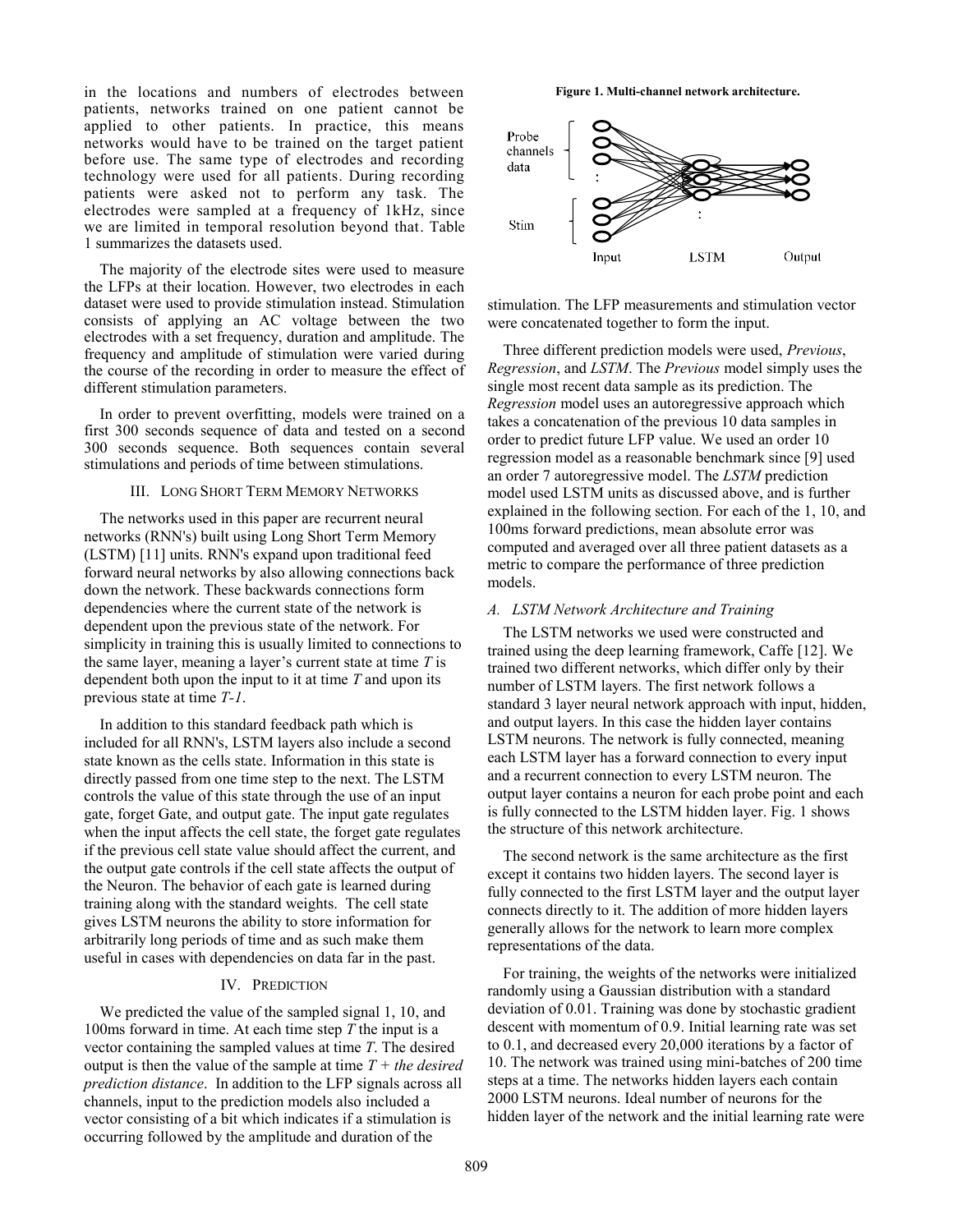in the locations and numbers of electrodes between patients, networks trained on one patient cannot be applied to other patients. In practice, this means networks would have to be trained on the target patient before use. The same type of electrodes and recording technology were used for all patients. During recording patients were asked not to perform any task. The electrodes were sampled at a frequency of 1kHz, since we are limited in temporal resolution beyond that. Table 1 summarizes the datasets used.

The majority of the electrode sites were used to measure the LFPs at their location. However, two electrodes in each dataset were used to provide stimulation instead. Stimulation consists of applying an AC voltage between the two electrodes with a set frequency, duration and amplitude. The frequency and amplitude of stimulation were varied during the course of the recording in order to measure the effect of different stimulation parameters.

In order to prevent overfitting, models were trained on a first 300 seconds sequence of data and tested on a second 300 seconds sequence. Both sequences contain several stimulations and periods of time between stimulations.

## III. Long Short Term Memory Networks

The networks used in this paper are recurrent neural networks (RNN's) built using Long Short Term Memory (LSTM) [11] units. RNN's expand upon traditional feed forward neural networks by also allowing connections back down the network. These backwards connections form dependencies where the current state of the network is dependent upon the previous state of the network. For simplicity in training this is usually limited to connections to the same layer, meaning a layer's current state at time *T* is dependent both upon the input to it at time *T* and upon its previous state at time *T-1*.

In addition to this standard feedback path which is included for all RNN's, LSTM layers also include a second state known as the cells state. Information in this state is directly passed from one time step to the next. The LSTM controls the value of this state through the use of an input gate, forget Gate, and output gate. The input gate regulates when the input affects the cell state, the forget gate regulates if the previous cell state value should affect the current, and the output gate controls if the cell state affects the output of the Neuron. The behavior of each gate is learned during training along with the standard weights. The cell state gives LSTM neurons the ability to store information for arbitrarily long periods of time and as such make them useful in cases with dependencies on data far in the past.

## IV. Prediction

We predicted the value of the sampled signal 1, 10, and 100ms forward in time. At each time step *T* the input is a vector containing the sampled values at time *T*. The desired output is then the value of the sample at time *T + the desired prediction distance*. In addition to the LFP signals across all channels, input to the prediction models also included a vector consisting of a bit which indicates if a stimulation is occurring followed by the amplitude and duration of the stimulation. The LFP measurements and stimulation vector were concatenated together to form the input.

**Figure 1. Multi-channel network architecture.**

Three different prediction models were used, *Previous*, *Regression*, and *LSTM*. The *Previous* model simply uses the single most recent data sample as its prediction. The *Regression* model uses an autoregressive approach which takes a concatenation of the previous 10 data samples in order to predict future LFP value. We used an order 10 regression model as a reasonable benchmark since [9] used an order 7 autoregressive model. The *LSTM* prediction model used LSTM units as discussed above, and is further explained in the following section. For each of the 1, 10, and 100ms forward predictions, mean absolute error was computed and averaged over all three patient datasets as a metric to compare the performance of three prediction models.

### A. LSTM Network Architecture and Training

The LSTM networks we used were constructed and trained using the deep learning framework, Caffe [12]. We trained two different networks, which differ only by their number of LSTM layers. The first network follows a standard 3 layer neural network approach with input, hidden, and output layers. In this case the hidden layer contains LSTM neurons. The network is fully connected, meaning each LSTM layer has a forward connection to every input and a recurrent connection to every LSTM neuron. The output layer contains a neuron for each probe point and each is fully connected to the LSTM hidden layer. Fig. 1 shows the structure of this network architecture.

The second network is the same architecture as the first except it contains two hidden layers. The second layer is fully connected to the first LSTM layer and the output layer connects directly to it. The addition of more hidden layers generally allows for the network to learn more complex representations of the data.

For training, the weights of the networks were initialized randomly using a Gaussian distribution with a standard deviation of 0.01. Training was done by stochastic gradient descent with momentum of 0.9. Initial learning rate was set to 0.1, and decreased every 20,000 iterations by a factor of 10. The network was trained using mini-batches of 200 time steps at a time. The networks hidden layers each contain 2000 LSTM neurons. Ideal number of neurons for the hidden layer of the network and the initial learning rate were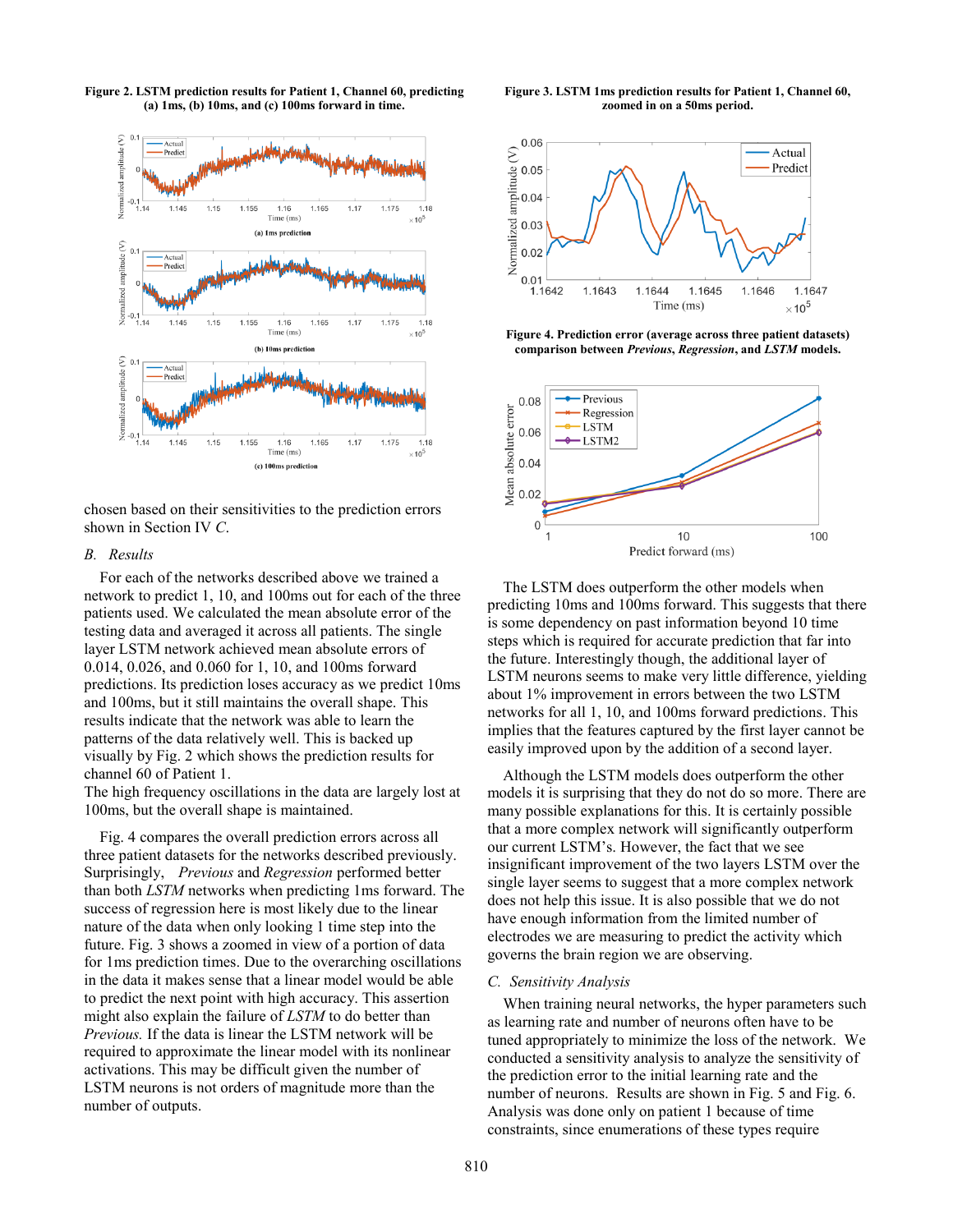Figure 2. LSTM prediction results for Patient 1, Channel 60, predicting (a) 1ms, (b) 10ms, and (c) 100ms forward in time.

Figure 3. LSTM 1ms prediction results for Patient 1, Channel 60, zoomed in on a 50ms period.

Figure 4. Prediction error (average across three patient datasets) comparison between *Previous*, *Regression*, and *LSTM* models.

chosen based on their sensitivities to the prediction errors shown in Section IV *C*.

### *B. Results*

For each of the networks described above we trained a network to predict 1, 10, and 100ms out for each of the three patients used. We calculated the mean absolute error of the testing data and averaged it across all patients. The single layer LSTM network achieved mean absolute errors of 0.014, 0.026, and 0.060 for 1, 10, and 100ms forward predictions. Its prediction loses accuracy as we predict 10ms and 100ms, but it still maintains the overall shape. This results indicate that the network was able to learn the patterns of the data relatively well. This is backed up visually by Fig. 2 which shows the prediction results for channel 60 of Patient 1.
The high frequency oscillations in the data are largely lost at 100ms, but the overall shape is maintained.

Fig. 4 compares the overall prediction errors across all three patient datasets for the networks described previously. Surprisingly, *Previous* and *Regression* performed better than both *LSTM* networks when predicting 1ms forward. The success of regression here is most likely due to the linear nature of the data when only looking 1 time step into the future. Fig. 3 shows a zoomed in view of a portion of data for 1ms prediction times. Due to the overarching oscillations in the data it makes sense that a linear model would be able to predict the next point with high accuracy. This assertion might also explain the failure of *LSTM* to do better than *Previous.* If the data is linear the LSTM network will be required to approximate the linear model with its nonlinear activations. This may be difficult given the number of LSTM neurons is not orders of magnitude more than the number of outputs.

The LSTM does outperform the other models when predicting 10ms and 100ms forward. This suggests that there is some dependency on past information beyond 10 time steps which is required for accurate prediction that far into the future. Interestingly though, the additional layer of LSTM neurons seems to make very little difference, yielding about 1% improvement in errors between the two LSTM networks for all 1, 10, and 100ms forward predictions. This implies that the features captured by the first layer cannot be easily improved upon by the addition of a second layer.

Although the LSTM models does outperform the other models it is surprising that they do not do so more. There are many possible explanations for this. It is certainly possible that a more complex network will significantly outperform our current LSTM's. However, the fact that we see insignificant improvement of the two layers LSTM over the single layer seems to suggest that a more complex network does not help this issue. It is also possible that we do not have enough information from the limited number of electrodes we are measuring to predict the activity which governs the brain region we are observing.

### *C. Sensitivity Analysis*

When training neural networks, the hyper parameters such as learning rate and number of neurons often have to be tuned appropriately to minimize the loss of the network. We conducted a sensitivity analysis to analyze the sensitivity of the prediction error to the initial learning rate and the number of neurons. Results are shown in Fig. 5 and Fig. 6. Analysis was done only on patient 1 because of time constraints, since enumerations of these types require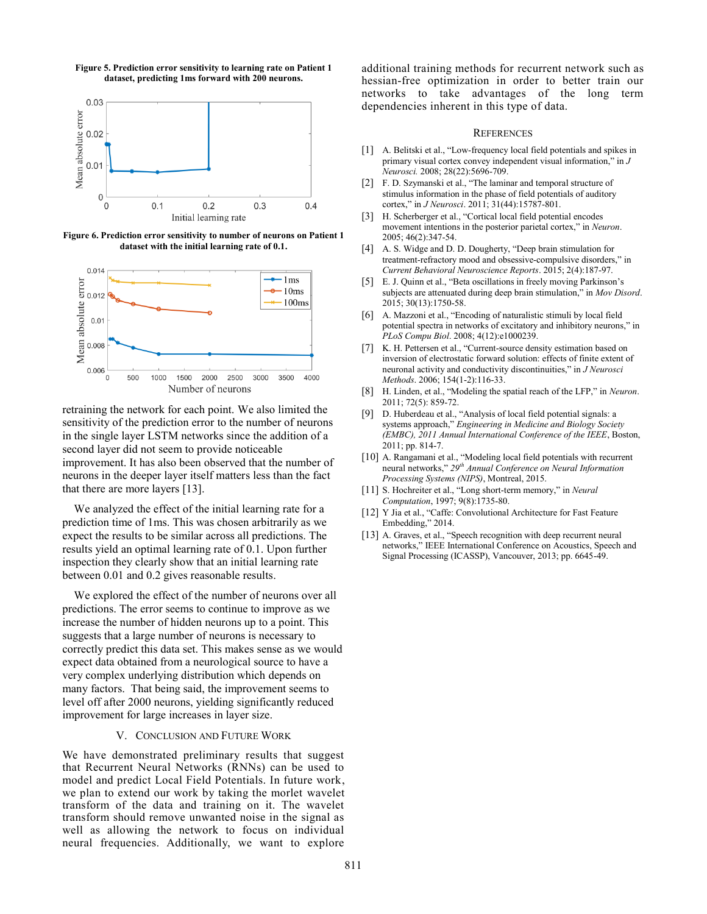**Figure 5. Prediction error sensitivity to learning rate on Patient 1 dataset, predicting 1ms forward with 200 neurons.**

0.03
0.02
0.01
0
Mean absolute error
0
0.1
0.2
0.3
0.4
Initial learning rate

**Figure 6. Prediction error sensitivity to number of neurons on Patient 1 dataset with the initial learning rate of 0.1.**

0.014
0.012
0.01
0.008
0.006
Mean absolute error
0
500
1000
1500
2000
2500
3000
3500
4000
Number of neurons
1ms
10ms
100ms

retraining the network for each point. We also limited the sensitivity of the prediction error to the number of neurons in the single layer LSTM networks since the addition of a second layer did not seem to provide noticeable improvement. It has also been observed that the number of neurons in the deeper layer itself matters less than the fact that there are more layers [13].

We analyzed the effect of the initial learning rate for a prediction time of 1ms. This was chosen arbitrarily as we expect the results to be similar across all predictions. The results yield an optimal learning rate of 0.1. Upon further inspection they clearly show that an initial learning rate between 0.01 and 0.2 gives reasonable results.

We explored the effect of the number of neurons over all predictions. The error seems to continue to improve as we increase the number of hidden neurons up to a point. This suggests that a large number of neurons is necessary to correctly predict this data set. This makes sense as we would expect data obtained from a neurological source to have a very complex underlying distribution which depends on many factors. That being said, the improvement seems to level off after 2000 neurons, yielding significantly reduced improvement for large increases in layer size.

## V. Conclusion and Future Work

We have demonstrated preliminary results that suggest that Recurrent Neural Networks (RNNs) can be used to model and predict Local Field Potentials. In future work, we plan to extend our work by taking the morlet wavelet transform of the data and training on it. The wavelet transform should remove unwanted noise in the signal as well as allowing the network to focus on individual neural frequencies. Additionally, we want to explore additional training methods for recurrent network such as hessian-free optimization in order to better train our networks to take advantages of the long term dependencies inherent in this type of data.

## References

[1] A. Belitski et al., "Low-frequency local field potentials and spikes in primary visual cortex convey independent visual information," in *J Neurosci.* 2008; 28(22):5696-709.

[2] F. D. Szymanski et al., "The laminar and temporal structure of stimulus information in the phase of field potentials of auditory cortex," in *J Neurosci*. 2011; 31(44):15787-801.

[3] H. Scherberger et al., "Cortical local field potential encodes movement intentions in the posterior parietal cortex," in *Neuron*. 2005; 46(2):347-54.

[4] A. S. Widge and D. D. Dougherty, "Deep brain stimulation for treatment-refractory mood and obsessive-compulsive disorders," in *Current Behavioral Neuroscience Reports*. 2015; 2(4):187-97.

[5] E. J. Quinn et al., "Beta oscillations in freely moving Parkinson's subjects are attenuated during deep brain stimulation," in *Mov Disord*. 2015; 30(13):1750-58.

[6] A. Mazzoni et al., "Encoding of naturalistic stimuli by local field potential spectra in networks of excitatory and inhibitory neurons," in *PLoS Compu Biol*. 2008; 4(12):e1000239.

[7] K. H. Pettersen et al., "Current-source density estimation based on inversion of electrostatic forward solution: effects of finite extent of neuronal activity and conductivity discontinuities," in *J Neurosci Methods*. 2006; 154(1-2):116-33.

[8] H. Linden, et al., "Modeling the spatial reach of the LFP," in *Neuron*. 2011; 72(5): 859-72.

[9] D. Huberdeau et al., "Analysis of local field potential signals: a systems approach," *Engineering in Medicine and Biology Society (EMBC), 2011 Annual International Conference of the IEEE*, Boston, 2011; pp. 814-7.

[10] A. Rangamani et al., "Modeling local field potentials with recurrent neural networks," *29th Annual Conference on Neural Information Processing Systems (NIPS)*, Montreal, 2015.

[11] S. Hochreiter et al., "Long short-term memory," in *Neural Computation*, 1997; 9(8):1735-80.

[12] Y Jia et al., "Caffe: Convolutional Architecture for Fast Feature Embedding," 2014.

[13] A. Graves, et al., "Speech recognition with deep recurrent neural networks," IEEE International Conference on Acoustics, Speech and Signal Processing (ICASSP), Vancouver, 2013; pp. 6645-49.